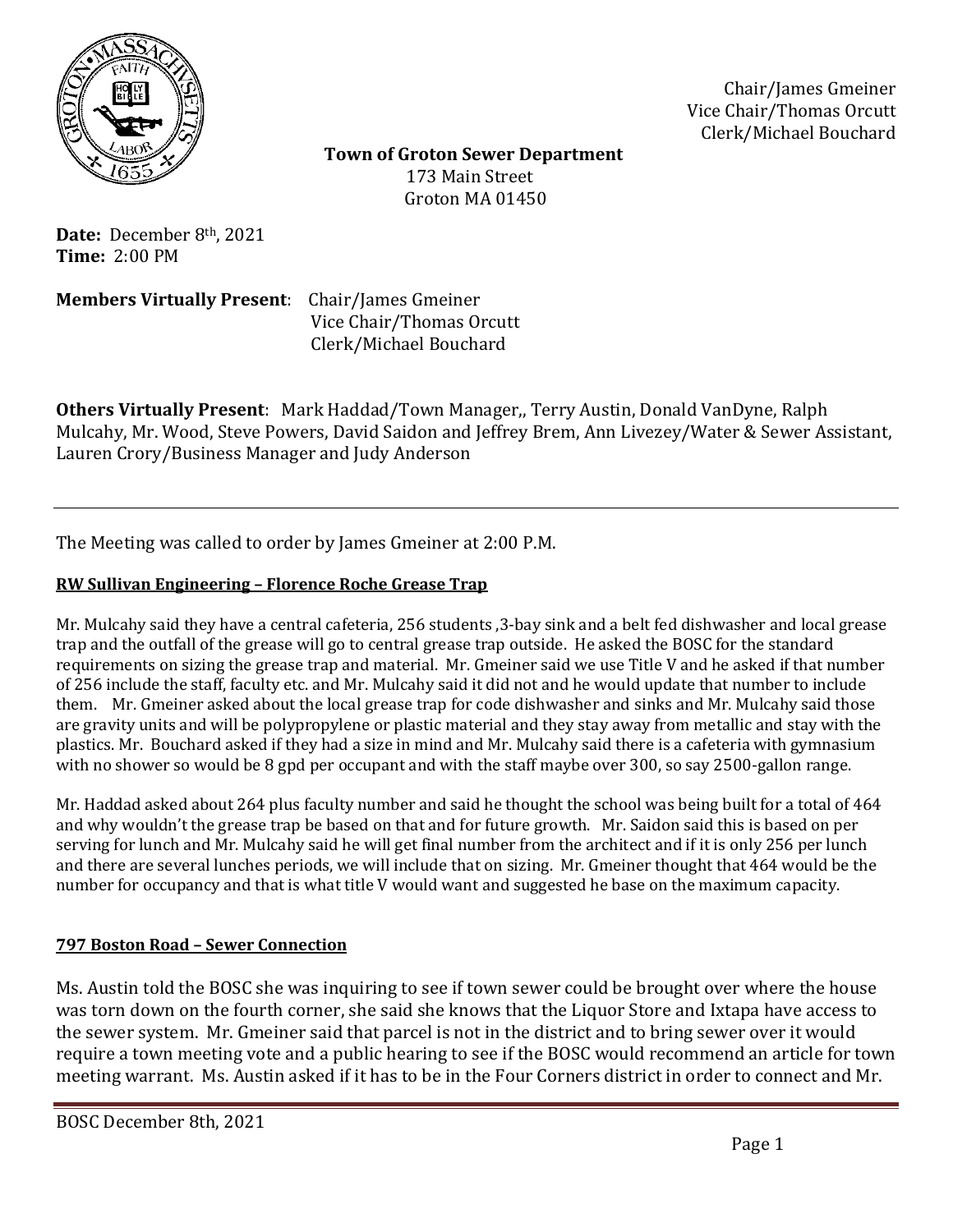Chair/James Gmeiner
Vice Chair/Thomas Orcutt
Clerk/Michael Bouchard

**Town of Groton Sewer Department**
173 Main Street
Groton MA 01450

**Date:** December 8th, 2021
**Time:** 2:00 PM

**Members Virtually Present**: Chair/James Gmeiner
Vice Chair/Thomas Orcutt
Clerk/Michael Bouchard

**Others Virtually Present**: Mark Haddad/Town Manager,, Terry Austin, Donald VanDyne, Ralph Mulcahy, Mr. Wood, Steve Powers, David Saidon and Jeffrey Brem, Ann Livezey/Water & Sewer Assistant, Lauren Crory/Business Manager and Judy Anderson

---

The Meeting was called to order by James Gmeiner at 2:00 P.M.

**RW Sullivan Engineering – Florence Roche Grease Trap**

Mr. Mulcahy said they have a central cafeteria, 256 students ,3-bay sink and a belt fed dishwasher and local grease trap and the outfall of the grease will go to central grease trap outside. He asked the BOSC for the standard requirements on sizing the grease trap and material. Mr. Gmeiner said we use Title V and he asked if that number of 256 include the staff, faculty etc. and Mr. Mulcahy said it did not and he would update that number to include them. Mr. Gmeiner asked about the local grease trap for code dishwasher and sinks and Mr. Mulcahy said those are gravity units and will be polypropylene or plastic material and they stay away from metallic and stay with the plastics. Mr. Bouchard asked if they had a size in mind and Mr. Mulcahy said there is a cafeteria with gymnasium with no shower so would be 8 gpd per occupant and with the staff maybe over 300, so say 2500-gallon range.

Mr. Haddad asked about 264 plus faculty number and said he thought the school was being built for a total of 464 and why wouldn't the grease trap be based on that and for future growth. Mr. Saidon said this is based on per serving for lunch and Mr. Mulcahy said he will get final number from the architect and if it is only 256 per lunch and there are several lunches periods, we will include that on sizing. Mr. Gmeiner thought that 464 would be the number for occupancy and that is what title V would want and suggested he base on the maximum capacity.

**797 Boston Road – Sewer Connection**

Ms. Austin told the BOSC she was inquiring to see if town sewer could be brought over where the house was torn down on the fourth corner, she said she knows that the Liquor Store and Ixtapa have access to the sewer system. Mr. Gmeiner said that parcel is not in the district and to bring sewer over it would require a town meeting vote and a public hearing to see if the BOSC would recommend an article for town meeting warrant. Ms. Austin asked if it has to be in the Four Corners district in order to connect and Mr.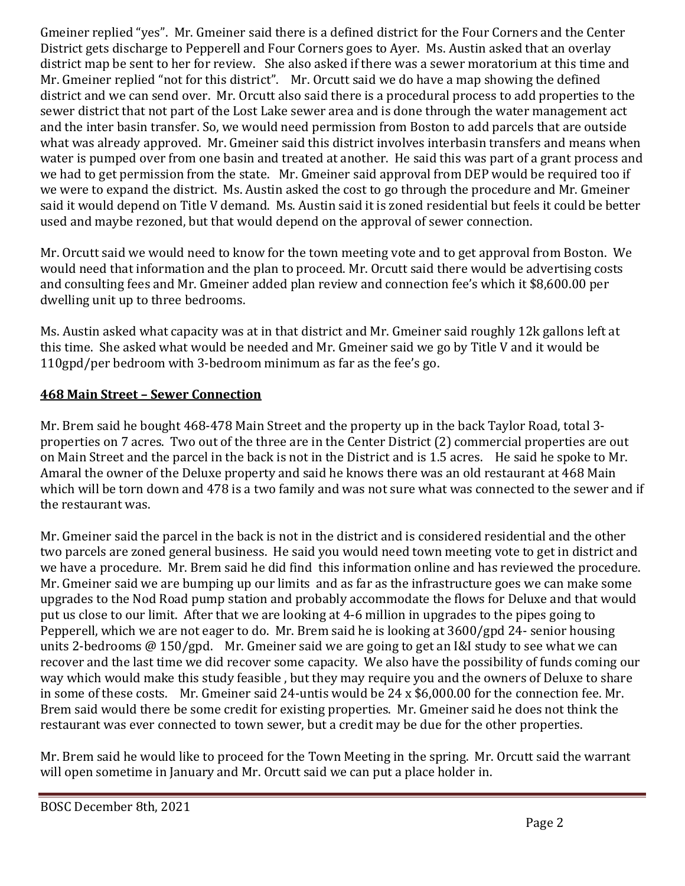Gmeiner replied "yes". Mr. Gmeiner said there is a defined district for the Four Corners and the Center District gets discharge to Pepperell and Four Corners goes to Ayer. Ms. Austin asked that an overlay district map be sent to her for review. She also asked if there was a sewer moratorium at this time and Mr. Gmeiner replied "not for this district". Mr. Orcutt said we do have a map showing the defined district and we can send over. Mr. Orcutt also said there is a procedural process to add properties to the sewer district that not part of the Lost Lake sewer area and is done through the water management act and the inter basin transfer. So, we would need permission from Boston to add parcels that are outside what was already approved. Mr. Gmeiner said this district involves interbasin transfers and means when water is pumped over from one basin and treated at another. He said this was part of a grant process and we had to get permission from the state. Mr. Gmeiner said approval from DEP would be required too if we were to expand the district. Ms. Austin asked the cost to go through the procedure and Mr. Gmeiner said it would depend on Title V demand. Ms. Austin said it is zoned residential but feels it could be better used and maybe rezoned, but that would depend on the approval of sewer connection.

Mr. Orcutt said we would need to know for the town meeting vote and to get approval from Boston. We would need that information and the plan to proceed. Mr. Orcutt said there would be advertising costs and consulting fees and Mr. Gmeiner added plan review and connection fee's which it $8,600.00 per dwelling unit up to three bedrooms.

Ms. Austin asked what capacity was at in that district and Mr. Gmeiner said roughly 12k gallons left at this time. She asked what would be needed and Mr. Gmeiner said we go by Title V and it would be 110gpd/per bedroom with 3-bedroom minimum as far as the fee's go.

## 468 Main Street – Sewer Connection

Mr. Brem said he bought 468-478 Main Street and the property up in the back Taylor Road, total 3-properties on 7 acres. Two out of the three are in the Center District (2) commercial properties are out on Main Street and the parcel in the back is not in the District and is 1.5 acres. He said he spoke to Mr. Amaral the owner of the Deluxe property and said he knows there was an old restaurant at 468 Main which will be torn down and 478 is a two family and was not sure what was connected to the sewer and if the restaurant was.

Mr. Gmeiner said the parcel in the back is not in the district and is considered residential and the other two parcels are zoned general business. He said you would need town meeting vote to get in district and we have a procedure. Mr. Brem said he did find this information online and has reviewed the procedure. Mr. Gmeiner said we are bumping up our limits and as far as the infrastructure goes we can make some upgrades to the Nod Road pump station and probably accommodate the flows for Deluxe and that would put us close to our limit. After that we are looking at 4-6 million in upgrades to the pipes going to Pepperell, which we are not eager to do. Mr. Brem said he is looking at 3600/gpd 24- senior housing units 2-bedrooms @ 150/gpd. Mr. Gmeiner said we are going to get an I&I study to see what we can recover and the last time we did recover some capacity. We also have the possibility of funds coming our way which would make this study feasible , but they may require you and the owners of Deluxe to share in some of these costs. Mr. Gmeiner said 24-untis would be 24 x $6,000.00 for the connection fee. Mr. Brem said would there be some credit for existing properties. Mr. Gmeiner said he does not think the restaurant was ever connected to town sewer, but a credit may be due for the other properties.

Mr. Brem said he would like to proceed for the Town Meeting in the spring. Mr. Orcutt said the warrant will open sometime in January and Mr. Orcutt said we can put a place holder in.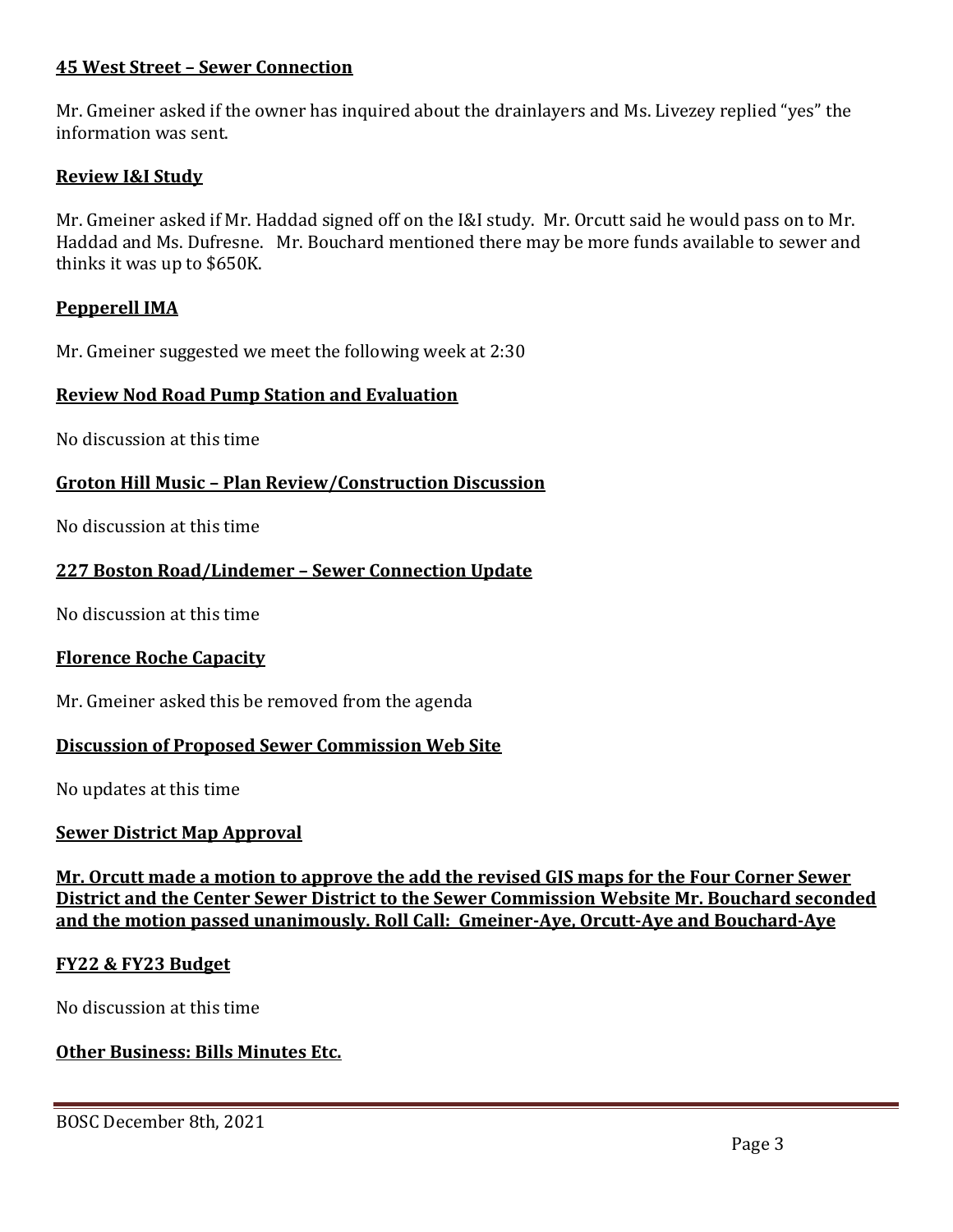**45 West Street – Sewer Connection**

Mr. Gmeiner asked if the owner has inquired about the drainlayers and Ms. Livezey replied "yes" the information was sent.

**Review I&I Study**

Mr. Gmeiner asked if Mr. Haddad signed off on the I&I study. Mr. Orcutt said he would pass on to Mr. Haddad and Ms. Dufresne. Mr. Bouchard mentioned there may be more funds available to sewer and thinks it was up to $650K.

**Pepperell IMA**

Mr. Gmeiner suggested we meet the following week at 2:30

**Review Nod Road Pump Station and Evaluation**

No discussion at this time

**Groton Hill Music – Plan Review/Construction Discussion**

No discussion at this time

**227 Boston Road/Lindemer – Sewer Connection Update**

No discussion at this time

**Florence Roche Capacity**

Mr. Gmeiner asked this be removed from the agenda

**Discussion of Proposed Sewer Commission Web Site**

No updates at this time

**Sewer District Map Approval**

**Mr. Orcutt made a motion to approve the add the revised GIS maps for the Four Corner Sewer District and the Center Sewer District to the Sewer Commission Website Mr. Bouchard seconded and the motion passed unanimously. Roll Call: Gmeiner-Aye, Orcutt-Aye and Bouchard-Aye**

**FY22 & FY23 Budget**

No discussion at this time

**Other Business: Bills Minutes Etc.**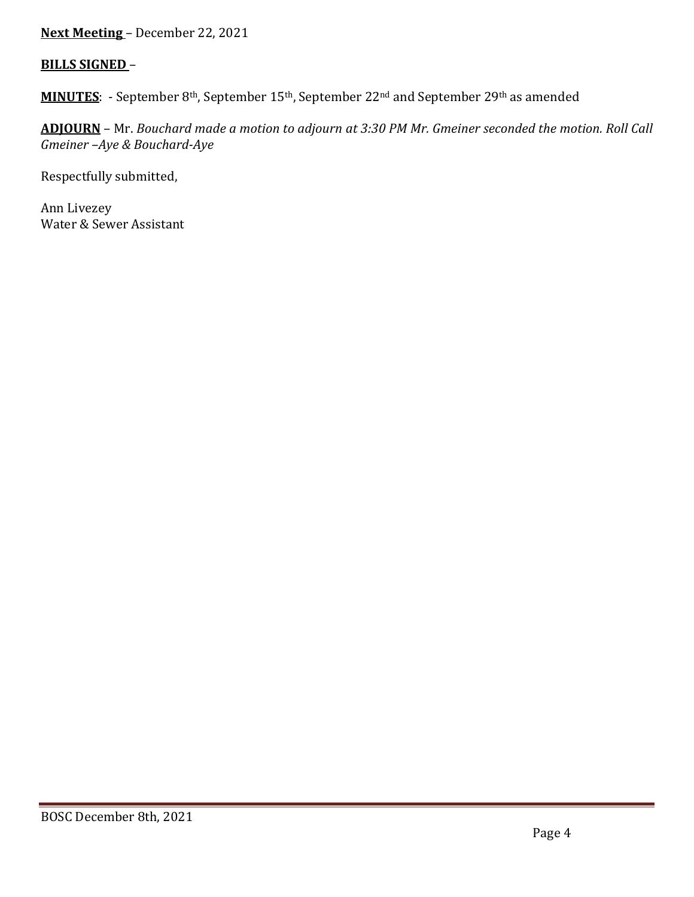**Next Meeting** – December 22, 2021

**BILLS SIGNED** –

**MINUTES**: - September 8th, September 15th, September 22nd and September 29th as amended

**ADJOURN** – Mr. *Bouchard made a motion to adjourn at 3:30 PM Mr. Gmeiner seconded the motion. Roll Call Gmeiner –Aye & Bouchard-Aye*

Respectfully submitted,

Ann Livezey
Water & Sewer Assistant